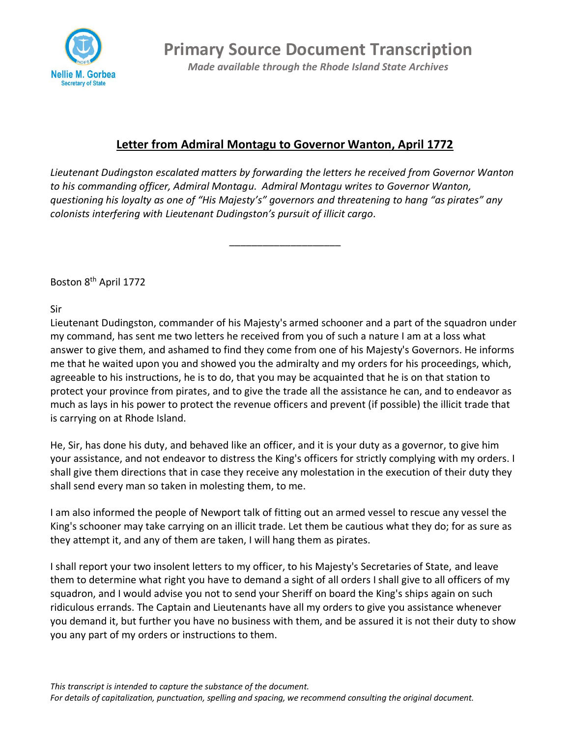# Primary Source Document Transcription

*Made available through the Rhode Island State Archives*

## Letter from Admiral Montagu to Governor Wanton, April 1772

*Lieutenant Dudingston escalated matters by forwarding the letters he received from Governor Wanton to his commanding officer, Admiral Montagu. Admiral Montagu writes to Governor Wanton, questioning his loyalty as one of "His Majesty's" governors and threatening to hang "as pirates" any colonists interfering with Lieutenant Dudingston's pursuit of illicit cargo.*

---

Boston 8th April 1772

Sir

Lieutenant Dudingston, commander of his Majesty's armed schooner and a part of the squadron under my command, has sent me two letters he received from you of such a nature I am at a loss what answer to give them, and ashamed to find they come from one of his Majesty's Governors. He informs me that he waited upon you and showed you the admiralty and my orders for his proceedings, which, agreeable to his instructions, he is to do, that you may be acquainted that he is on that station to protect your province from pirates, and to give the trade all the assistance he can, and to endeavor as much as lays in his power to protect the revenue officers and prevent (if possible) the illicit trade that is carrying on at Rhode Island.

He, Sir, has done his duty, and behaved like an officer, and it is your duty as a governor, to give him your assistance, and not endeavor to distress the King's officers for strictly complying with my orders. I shall give them directions that in case they receive any molestation in the execution of their duty they shall send every man so taken in molesting them, to me.

I am also informed the people of Newport talk of fitting out an armed vessel to rescue any vessel the King's schooner may take carrying on an illicit trade. Let them be cautious what they do; for as sure as they attempt it, and any of them are taken, I will hang them as pirates.

I shall report your two insolent letters to my officer, to his Majesty's Secretaries of State, and leave them to determine what right you have to demand a sight of all orders I shall give to all officers of my squadron, and I would advise you not to send your Sheriff on board the King's ships again on such ridiculous errands. The Captain and Lieutenants have all my orders to give you assistance whenever you demand it, but further you have no business with them, and be assured it is not their duty to show you any part of my orders or instructions to them.

*This transcript is intended to capture the substance of the document.*
*For details of capitalization, punctuation, spelling and spacing, we recommend consulting the original document.*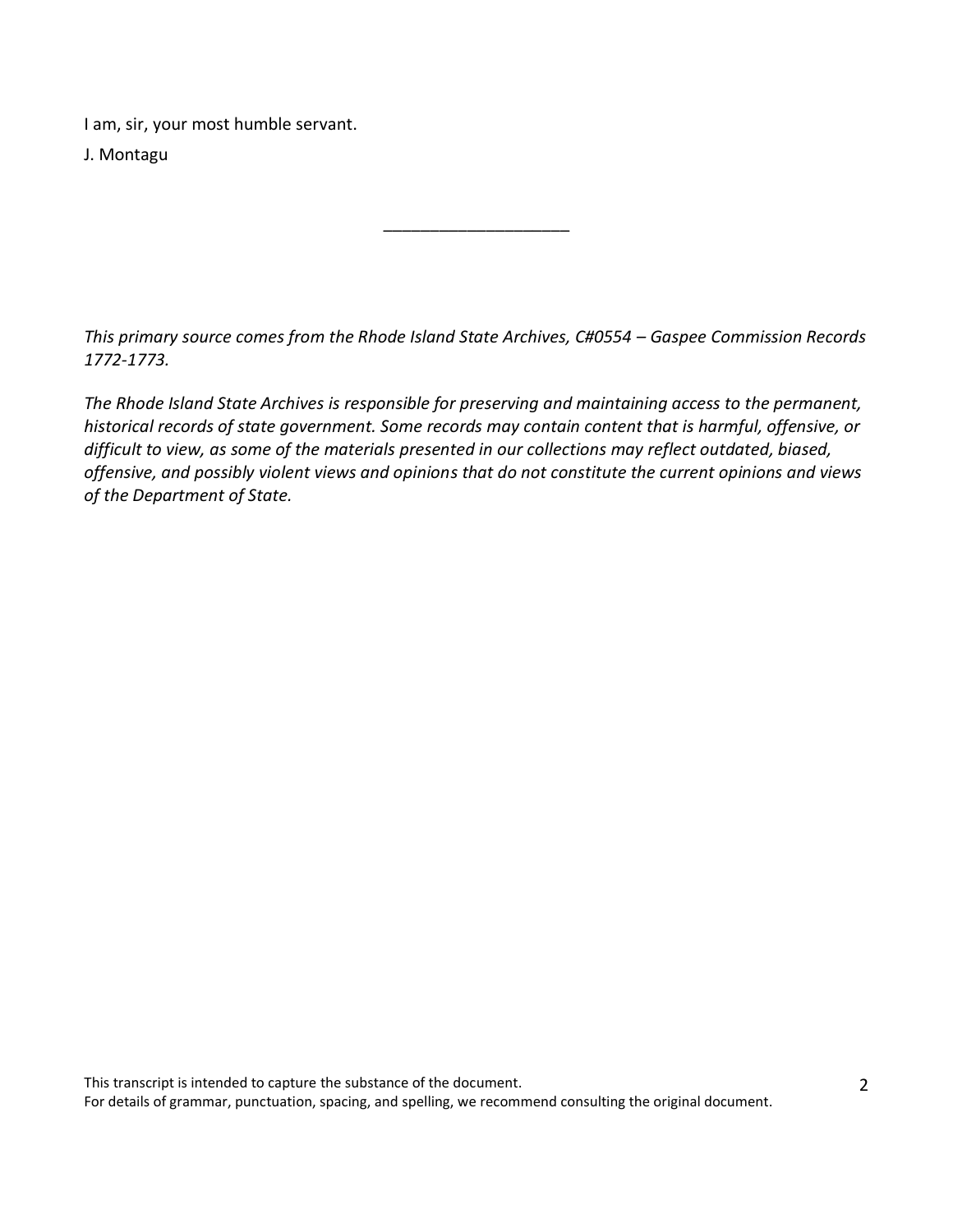I am, sir, your most humble servant.

J. Montagu

---

*This primary source comes from the Rhode Island State Archives, C#0554 – Gaspee Commission Records 1772-1773.*

*The Rhode Island State Archives is responsible for preserving and maintaining access to the permanent, historical records of state government. Some records may contain content that is harmful, offensive, or difficult to view, as some of the materials presented in our collections may reflect outdated, biased, offensive, and possibly violent views and opinions that do not constitute the current opinions and views of the Department of State.*

This transcript is intended to capture the substance of the document.
For details of grammar, punctuation, spacing, and spelling, we recommend consulting the original document.